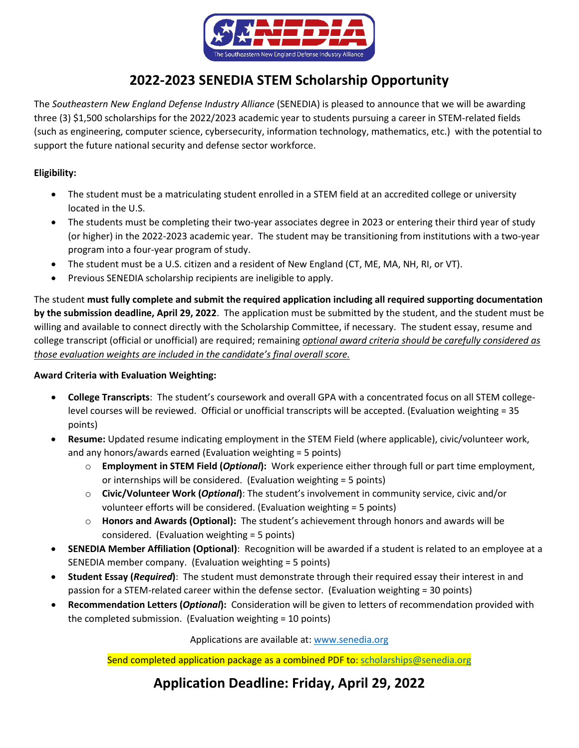SENEDIA

The Southeastern New England Defense Industry Alliance

# 2022-2023 SENEDIA STEM Scholarship Opportunity

The *Southeastern New England Defense Industry Alliance* (SENEDIA) is pleased to announce that we will be awarding three (3) $1,500 scholarships for the 2022/2023 academic year to students pursuing a career in STEM-related fields (such as engineering, computer science, cybersecurity, information technology, mathematics, etc.) with the potential to support the future national security and defense sector workforce.

**Eligibility:**

- The student must be a matriculating student enrolled in a STEM field at an accredited college or university located in the U.S.
- The students must be completing their two-year associates degree in 2023 or entering their third year of study (or higher) in the 2022-2023 academic year. The student may be transitioning from institutions with a two-year program into a four-year program of study.
- The student must be a U.S. citizen and a resident of New England (CT, ME, MA, NH, RI, or VT).
- Previous SENEDIA scholarship recipients are ineligible to apply.

The student **must fully complete and submit the required application including all required supporting documentation by the submission deadline, April 29, 2022**. The application must be submitted by the student, and the student must be willing and available to connect directly with the Scholarship Committee, if necessary. The student essay, resume and college transcript (official or unofficial) are required; remaining <u>*optional award criteria should be carefully considered as those evaluation weights are included in the candidate's final overall score.*</u>

**Award Criteria with Evaluation Weighting:**

- **College Transcripts**: The student's coursework and overall GPA with a concentrated focus on all STEM college-level courses will be reviewed. Official or unofficial transcripts will be accepted. (Evaluation weighting = 35 points)
- **Resume:** Updated resume indicating employment in the STEM Field (where applicable), civic/volunteer work, and any honors/awards earned (Evaluation weighting = 5 points)
  - **Employment in STEM Field (*Optional*):** Work experience either through full or part time employment, or internships will be considered. (Evaluation weighting = 5 points)
  - **Civic/Volunteer Work (*Optional*)**: The student's involvement in community service, civic and/or volunteer efforts will be considered. (Evaluation weighting = 5 points)
  - **Honors and Awards (Optional):** The student's achievement through honors and awards will be considered. (Evaluation weighting = 5 points)
- **SENEDIA Member Affiliation (Optional)**: Recognition will be awarded if a student is related to an employee at a SENEDIA member company. (Evaluation weighting = 5 points)
- **Student Essay (*Required*)**: The student must demonstrate through their required essay their interest in and passion for a STEM-related career within the defense sector. (Evaluation weighting = 30 points)
- **Recommendation Letters (*Optional*):** Consideration will be given to letters of recommendation provided with the completed submission. (Evaluation weighting = 10 points)

Applications are available at: www.senedia.org

Send completed application package as a combined PDF to: scholarships@senedia.org

## Application Deadline: Friday, April 29, 2022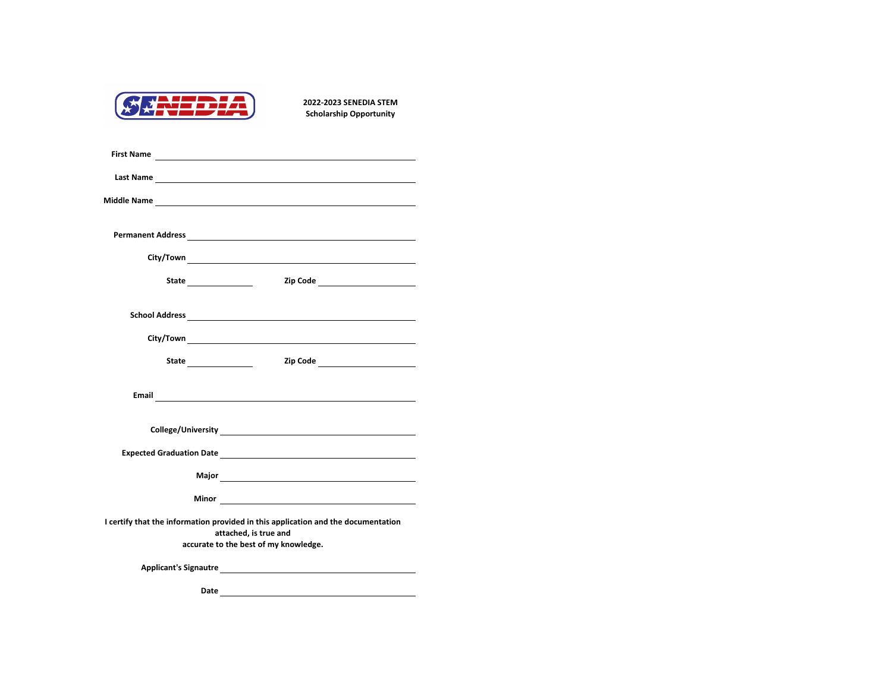SENEDIA

**2022-2023 SENEDIA STEM Scholarship Opportunity**

**First Name** ______________________________

**Last Name** ______________________________

**Middle Name** ______________________________

**Permanent Address** ______________________________

**City/Town** ______________________________

**State** ____________ **Zip Code** ____________

**School Address** ______________________________

**City/Town** ______________________________

**State** ____________ **Zip Code** ____________

**Email** ______________________________

**College/University** ______________________________

**Expected Graduation Date** ______________________________

**Major** ______________________________

**Minor** ______________________________

**I certify that the information provided in this application and the documentation attached, is true and accurate to the best of my knowledge.**

**Applicant's Signautre** ______________________________

**Date** ______________________________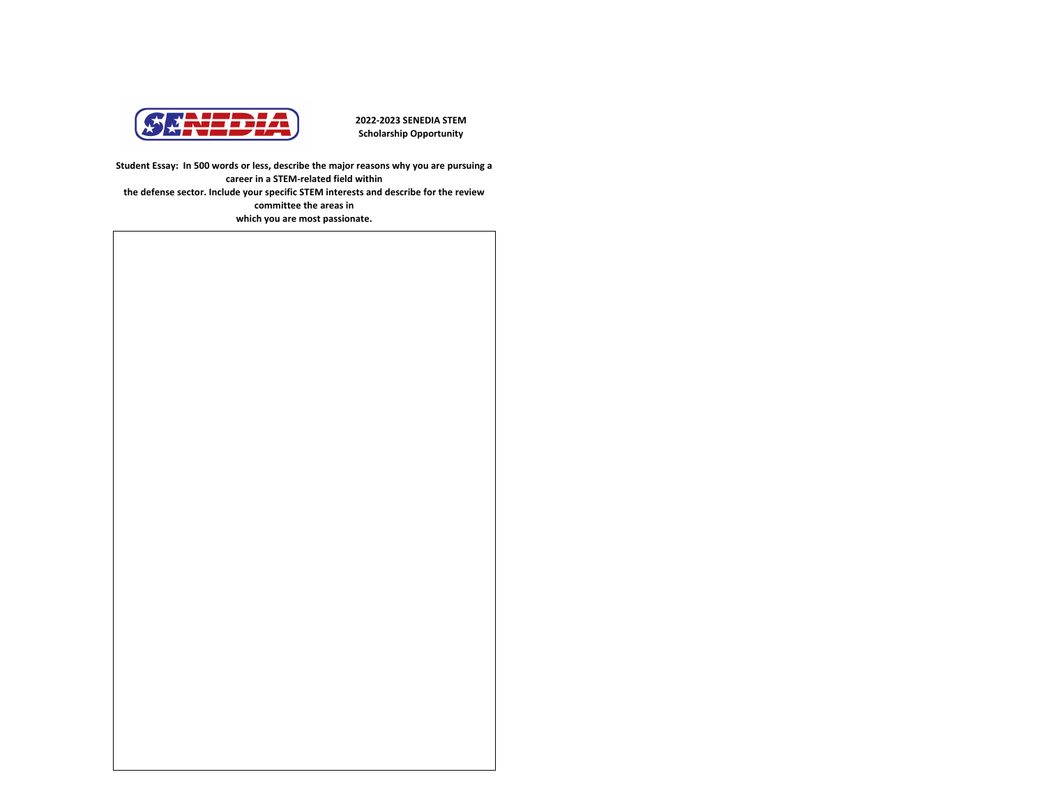SENEDIA

**2022-2023 SENEDIA STEM Scholarship Opportunity**

**Student Essay: In 500 words or less, describe the major reasons why you are pursuing a career in a STEM-related field within the defense sector. Include your specific STEM interests and describe for the review committee the areas in which you are most passionate.**